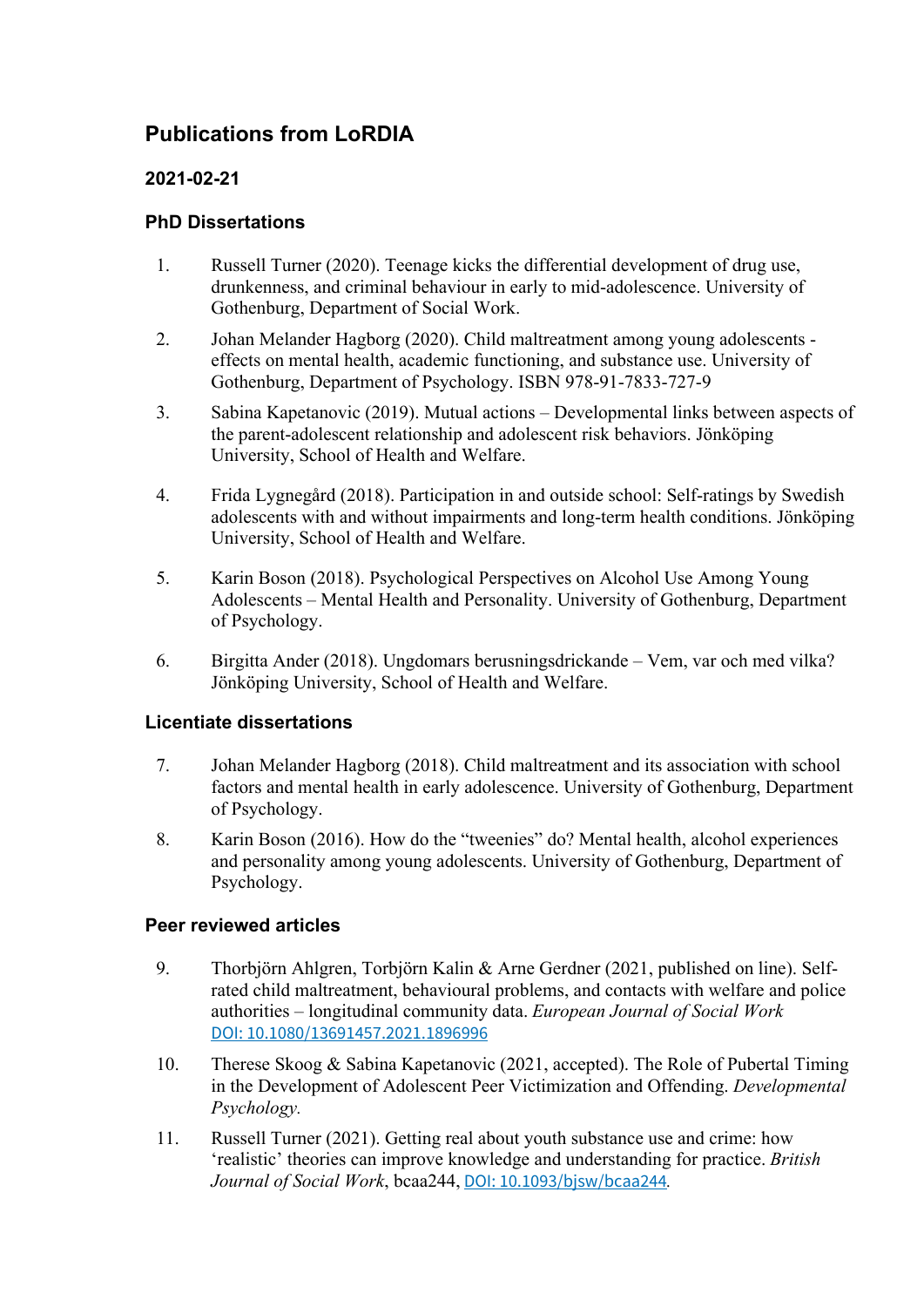# Publications from LoRDIA

### 2021-02-21

### PhD Dissertations

1. Russell Turner (2020). Teenage kicks the differential development of drug use, drunkenness, and criminal behaviour in early to mid-adolescence. University of Gothenburg, Department of Social Work.
2. Johan Melander Hagborg (2020). Child maltreatment among young adolescents - effects on mental health, academic functioning, and substance use. University of Gothenburg, Department of Psychology. ISBN 978-91-7833-727-9
3. Sabina Kapetanovic (2019). Mutual actions – Developmental links between aspects of the parent-adolescent relationship and adolescent risk behaviors. Jönköping University, School of Health and Welfare.
4. Frida Lygnegård (2018). Participation in and outside school: Self-ratings by Swedish adolescents with and without impairments and long-term health conditions. Jönköping University, School of Health and Welfare.
5. Karin Boson (2018). Psychological Perspectives on Alcohol Use Among Young Adolescents – Mental Health and Personality. University of Gothenburg, Department of Psychology.
6. Birgitta Ander (2018). Ungdomars berusningsdrickande – Vem, var och med vilka? Jönköping University, School of Health and Welfare.

### Licentiate dissertations

7. Johan Melander Hagborg (2018). Child maltreatment and its association with school factors and mental health in early adolescence. University of Gothenburg, Department of Psychology.
8. Karin Boson (2016). How do the "tweenies" do? Mental health, alcohol experiences and personality among young adolescents. University of Gothenburg, Department of Psychology.

### Peer reviewed articles

9. Thorbjörn Ahlgren, Torbjörn Kalin & Arne Gerdner (2021, published on line). Self-rated child maltreatment, behavioural problems, and contacts with welfare and police authorities – longitudinal community data. *European Journal of Social Work* DOI: 10.1080/13691457.2021.1896996
10. Therese Skoog & Sabina Kapetanovic (2021, accepted). The Role of Pubertal Timing in the Development of Adolescent Peer Victimization and Offending. *Developmental Psychology.*
11. Russell Turner (2021). Getting real about youth substance use and crime: how 'realistic' theories can improve knowledge and understanding for practice. *British Journal of Social Work*, bcaa244, DOI: 10.1093/bjsw/bcaa244.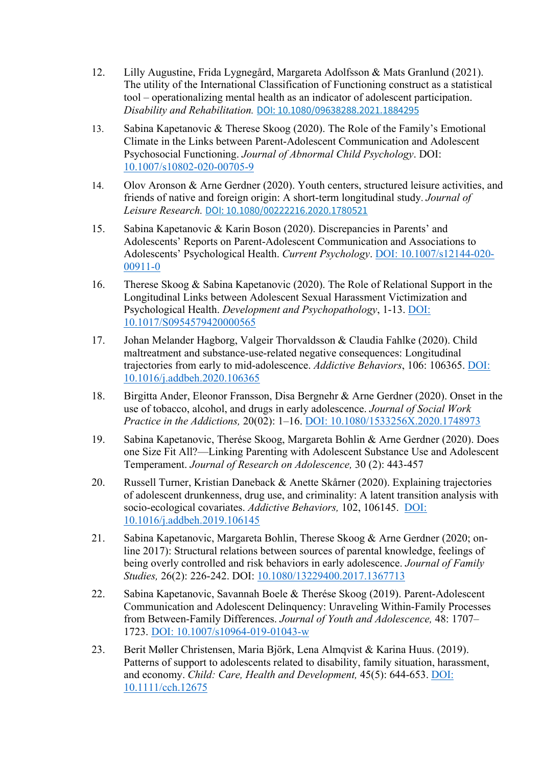12. Lilly Augustine, Frida Lygnegård, Margareta Adolfsson & Mats Granlund (2021). The utility of the International Classification of Functioning construct as a statistical tool – operationalizing mental health as an indicator of adolescent participation. *Disability and Rehabilitation.* DOI: 10.1080/09638288.2021.1884295

13. Sabina Kapetanovic & Therese Skoog (2020). The Role of the Family's Emotional Climate in the Links between Parent-Adolescent Communication and Adolescent Psychosocial Functioning. *Journal of Abnormal Child Psychology*. DOI: 10.1007/s10802-020-00705-9

14. Olov Aronson & Arne Gerdner (2020). Youth centers, structured leisure activities, and friends of native and foreign origin: A short-term longitudinal study. *Journal of Leisure Research.* DOI: 10.1080/00222216.2020.1780521

15. Sabina Kapetanovic & Karin Boson (2020). Discrepancies in Parents' and Adolescents' Reports on Parent-Adolescent Communication and Associations to Adolescents' Psychological Health. *Current Psychology*. DOI: 10.1007/s12144-020-00911-0

16. Therese Skoog & Sabina Kapetanovic (2020). The Role of Relational Support in the Longitudinal Links between Adolescent Sexual Harassment Victimization and Psychological Health. *Development and Psychopathology*, 1-13. DOI: 10.1017/S0954579420000565

17. Johan Melander Hagborg, Valgeir Thorvaldsson & Claudia Fahlke (2020). Child maltreatment and substance-use-related negative consequences: Longitudinal trajectories from early to mid-adolescence. *Addictive Behaviors*, 106: 106365. DOI: 10.1016/j.addbeh.2020.106365

18. Birgitta Ander, Eleonor Fransson, Disa Bergnehr & Arne Gerdner (2020). Onset in the use of tobacco, alcohol, and drugs in early adolescence. *Journal of Social Work Practice in the Addictions,* 20(02): 1–16. DOI: 10.1080/1533256X.2020.1748973

19. Sabina Kapetanovic, Therése Skoog, Margareta Bohlin & Arne Gerdner (2020). Does one Size Fit All?—Linking Parenting with Adolescent Substance Use and Adolescent Temperament. *Journal of Research on Adolescence,* 30 (2): 443-457

20. Russell Turner, Kristian Daneback & Anette Skårner (2020). Explaining trajectories of adolescent drunkenness, drug use, and criminality: A latent transition analysis with socio-ecological covariates. *Addictive Behaviors,* 102, 106145. DOI: 10.1016/j.addbeh.2019.106145

21. Sabina Kapetanovic, Margareta Bohlin, Therese Skoog & Arne Gerdner (2020; on-line 2017): Structural relations between sources of parental knowledge, feelings of being overly controlled and risk behaviors in early adolescence. *Journal of Family Studies,* 26(2): 226-242. DOI: 10.1080/13229400.2017.1367713

22. Sabina Kapetanovic, Savannah Boele & Therése Skoog (2019). Parent-Adolescent Communication and Adolescent Delinquency: Unraveling Within-Family Processes from Between-Family Differences. *Journal of Youth and Adolescence,* 48: 1707–1723. DOI: 10.1007/s10964-019-01043-w

23. Berit Møller Christensen, Maria Björk, Lena Almqvist & Karina Huus. (2019). Patterns of support to adolescents related to disability, family situation, harassment, and economy. *Child: Care, Health and Development,* 45(5): 644-653. DOI: 10.1111/cch.12675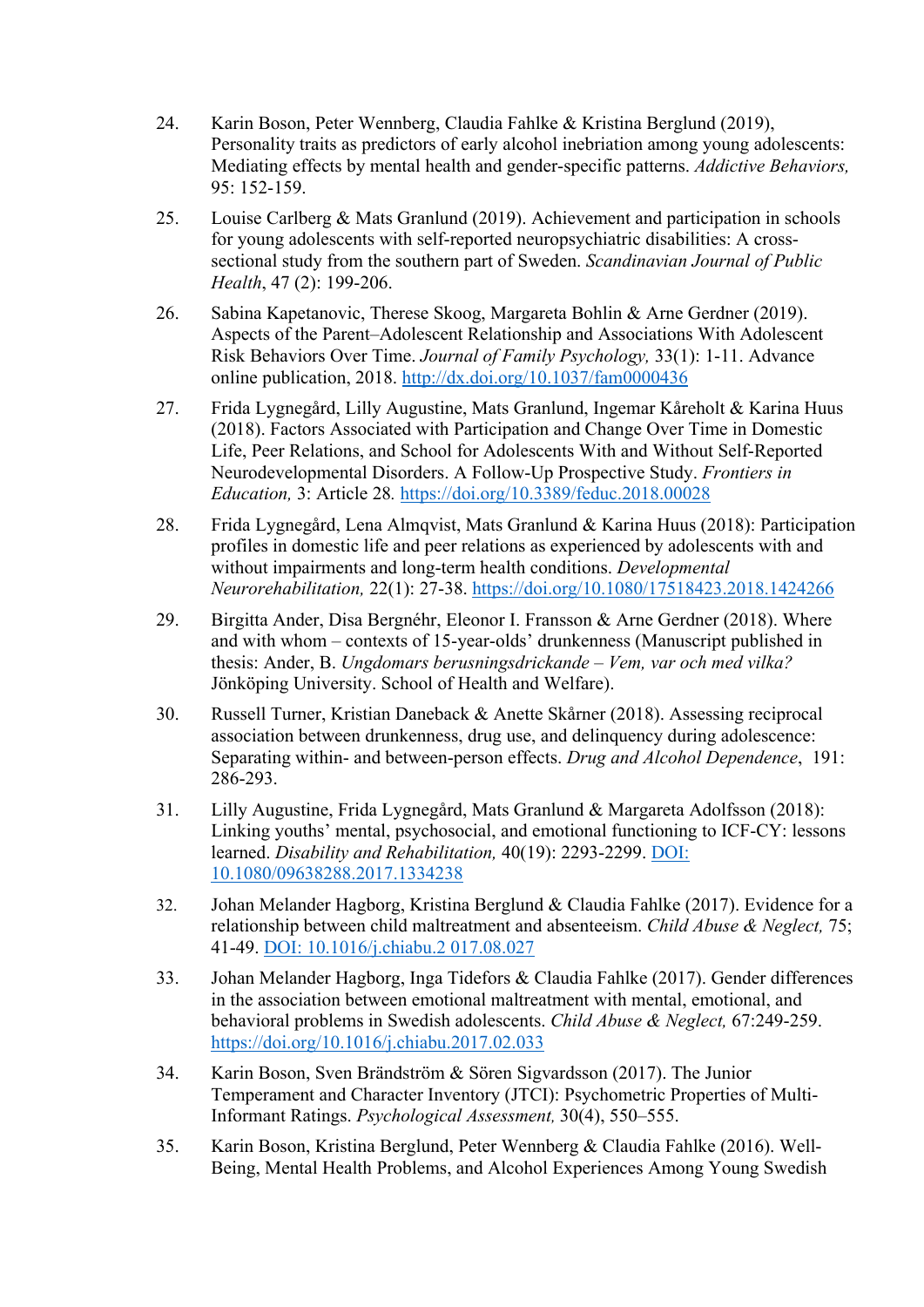24. Karin Boson, Peter Wennberg, Claudia Fahlke & Kristina Berglund (2019), Personality traits as predictors of early alcohol inebriation among young adolescents: Mediating effects by mental health and gender-specific patterns. *Addictive Behaviors,* 95: 152-159.

25. Louise Carlberg & Mats Granlund (2019). Achievement and participation in schools for young adolescents with self-reported neuropsychiatric disabilities: A cross-sectional study from the southern part of Sweden. *Scandinavian Journal of Public Health*, 47 (2): 199-206.

26. Sabina Kapetanovic, Therese Skoog, Margareta Bohlin & Arne Gerdner (2019). Aspects of the Parent–Adolescent Relationship and Associations With Adolescent Risk Behaviors Over Time. *Journal of Family Psychology,* 33(1): 1-11. Advance online publication, 2018. [http://dx.doi.org/10.1037/fam0000436](http://dx.doi.org/10.1037/fam0000436)

27. Frida Lygnegård, Lilly Augustine, Mats Granlund, Ingemar Kåreholt & Karina Huus (2018). Factors Associated with Participation and Change Over Time in Domestic Life, Peer Relations, and School for Adolescents With and Without Self-Reported Neurodevelopmental Disorders. A Follow-Up Prospective Study. *Frontiers in Education,* 3: Article 28. [https://doi.org/10.3389/feduc.2018.00028](https://doi.org/10.3389/feduc.2018.00028)

28. Frida Lygnegård, Lena Almqvist, Mats Granlund & Karina Huus (2018): Participation profiles in domestic life and peer relations as experienced by adolescents with and without impairments and long-term health conditions. *Developmental Neurorehabilitation,* 22(1): 27-38. [https://doi.org/10.1080/17518423.2018.1424266](https://doi.org/10.1080/17518423.2018.1424266)

29. Birgitta Ander, Disa Bergnéhr, Eleonor I. Fransson & Arne Gerdner (2018). Where and with whom – contexts of 15-year-olds' drunkenness (Manuscript published in thesis: Ander, B. *Ungdomars berusningsdrickande – Vem, var och med vilka?* Jönköping University. School of Health and Welfare).

30. Russell Turner, Kristian Daneback & Anette Skårner (2018). Assessing reciprocal association between drunkenness, drug use, and delinquency during adolescence: Separating within- and between-person effects. *Drug and Alcohol Dependence*, 191: 286-293.

31. Lilly Augustine, Frida Lygnegård, Mats Granlund & Margareta Adolfsson (2018): Linking youths' mental, psychosocial, and emotional functioning to ICF-CY: lessons learned. *Disability and Rehabilitation,* 40(19): 2293-2299. DOI: 10.1080/09638288.2017.1334238

32. Johan Melander Hagborg, Kristina Berglund & Claudia Fahlke (2017). Evidence for a relationship between child maltreatment and absenteeism. *Child Abuse & Neglect,* 75; 41-49. DOI: 10.1016/j.chiabu.2 017.08.027

33. Johan Melander Hagborg, Inga Tidefors & Claudia Fahlke (2017). Gender differences in the association between emotional maltreatment with mental, emotional, and behavioral problems in Swedish adolescents. *Child Abuse & Neglect,* 67:249-259. [https://doi.org/10.1016/j.chiabu.2017.02.033](https://doi.org/10.1016/j.chiabu.2017.02.033)

34. Karin Boson, Sven Brändström & Sören Sigvardsson (2017). The Junior Temperament and Character Inventory (JTCI): Psychometric Properties of Multi-Informant Ratings. *Psychological Assessment,* 30(4), 550–555.

35. Karin Boson, Kristina Berglund, Peter Wennberg & Claudia Fahlke (2016). Well-Being, Mental Health Problems, and Alcohol Experiences Among Young Swedish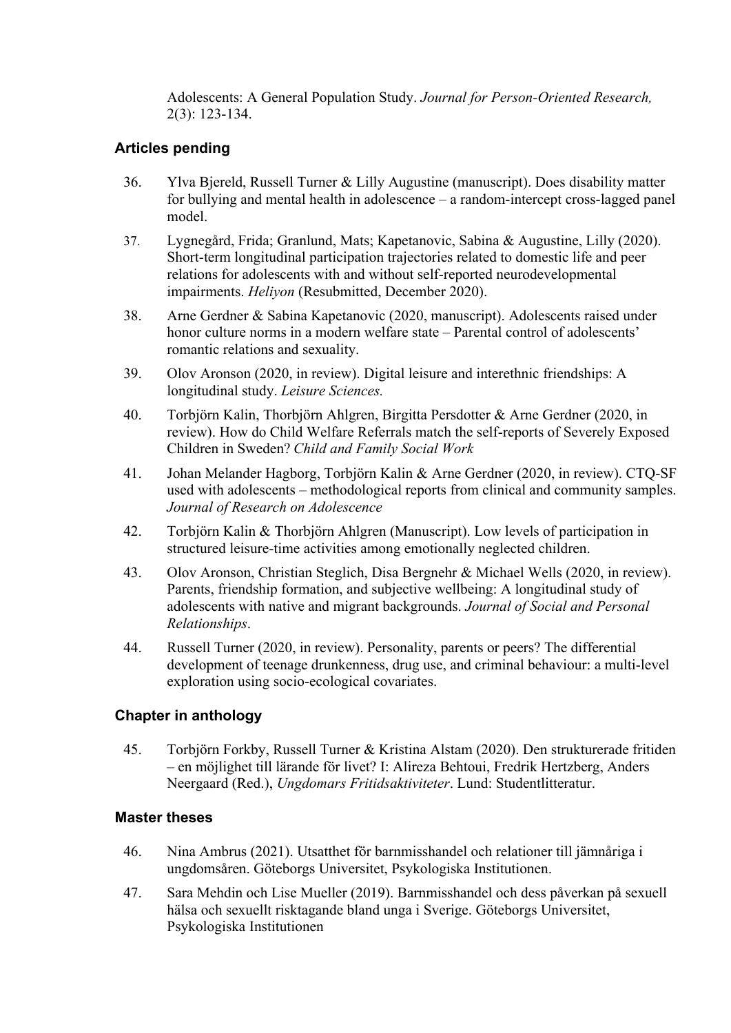Adolescents: A General Population Study. *Journal for Person-Oriented Research,* 2(3): 123-134.

### Articles pending

36. Ylva Bjereld, Russell Turner & Lilly Augustine (manuscript). Does disability matter for bullying and mental health in adolescence – a random-intercept cross-lagged panel model.
37. Lygnegård, Frida; Granlund, Mats; Kapetanovic, Sabina & Augustine, Lilly (2020). Short-term longitudinal participation trajectories related to domestic life and peer relations for adolescents with and without self-reported neurodevelopmental impairments. *Heliyon* (Resubmitted, December 2020).
38. Arne Gerdner & Sabina Kapetanovic (2020, manuscript). Adolescents raised under honor culture norms in a modern welfare state – Parental control of adolescents' romantic relations and sexuality.
39. Olov Aronson (2020, in review). Digital leisure and interethnic friendships: A longitudinal study. *Leisure Sciences.*
40. Torbjörn Kalin, Thorbjörn Ahlgren, Birgitta Persdotter & Arne Gerdner (2020, in review). How do Child Welfare Referrals match the self-reports of Severely Exposed Children in Sweden? *Child and Family Social Work*
41. Johan Melander Hagborg, Torbjörn Kalin & Arne Gerdner (2020, in review). CTQ-SF used with adolescents – methodological reports from clinical and community samples. *Journal of Research on Adolescence*
42. Torbjörn Kalin & Thorbjörn Ahlgren (Manuscript). Low levels of participation in structured leisure-time activities among emotionally neglected children.
43. Olov Aronson, Christian Steglich, Disa Bergnehr & Michael Wells (2020, in review). Parents, friendship formation, and subjective wellbeing: A longitudinal study of adolescents with native and migrant backgrounds. *Journal of Social and Personal Relationships*.
44. Russell Turner (2020, in review). Personality, parents or peers? The differential development of teenage drunkenness, drug use, and criminal behaviour: a multi-level exploration using socio-ecological covariates.

### Chapter in anthology

45. Torbjörn Forkby, Russell Turner & Kristina Alstam (2020). Den strukturerade fritiden – en möjlighet till lärande för livet? I: Alireza Behtoui, Fredrik Hertzberg, Anders Neergaard (Red.), *Ungdomars Fritidsaktiviteter*. Lund: Studentlitteratur.

### Master theses

46. Nina Ambrus (2021). Utsatthet för barnmisshandel och relationer till jämnåriga i ungdomsåren. Göteborgs Universitet, Psykologiska Institutionen.
47. Sara Mehdin och Lise Mueller (2019). Barnmisshandel och dess påverkan på sexuell hälsa och sexuellt risktagande bland unga i Sverige. Göteborgs Universitet, Psykologiska Institutionen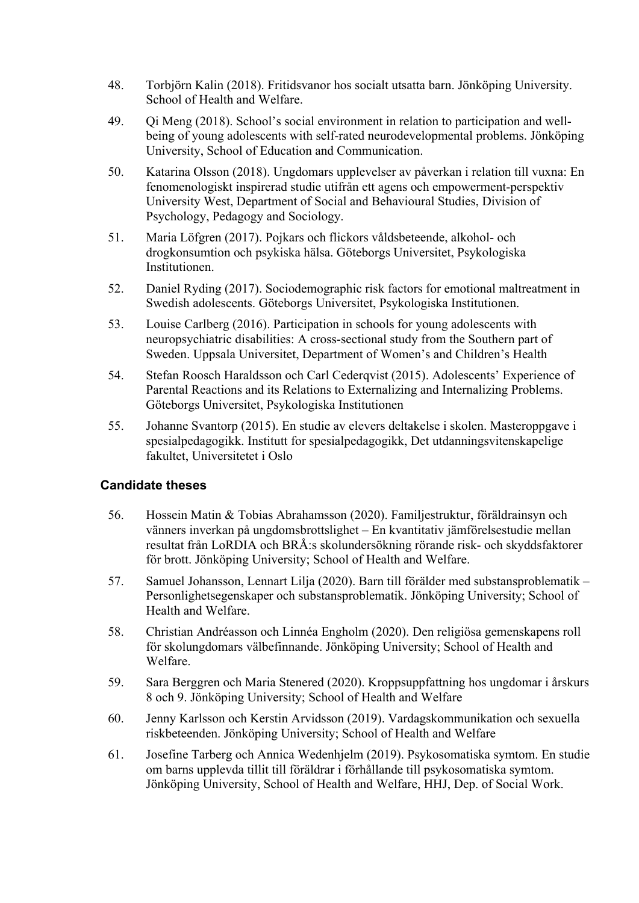48. Torbjörn Kalin (2018). Fritidsvanor hos socialt utsatta barn. Jönköping University. School of Health and Welfare.

49. Qi Meng (2018). School's social environment in relation to participation and well-being of young adolescents with self-rated neurodevelopmental problems. Jönköping University, School of Education and Communication.

50. Katarina Olsson (2018). Ungdomars upplevelser av påverkan i relation till vuxna: En fenomenologiskt inspirerad studie utifrån ett agens och empowerment-perspektiv University West, Department of Social and Behavioural Studies, Division of Psychology, Pedagogy and Sociology.

51. Maria Löfgren (2017). Pojkars och flickors våldsbeteende, alkohol- och drogkonsumtion och psykiska hälsa. Göteborgs Universitet, Psykologiska Institutionen.

52. Daniel Ryding (2017). Sociodemographic risk factors for emotional maltreatment in Swedish adolescents. Göteborgs Universitet, Psykologiska Institutionen.

53. Louise Carlberg (2016). Participation in schools for young adolescents with neuropsychiatric disabilities: A cross-sectional study from the Southern part of Sweden. Uppsala Universitet, Department of Women's and Children's Health

54. Stefan Roosch Haraldsson och Carl Cederqvist (2015). Adolescents' Experience of Parental Reactions and its Relations to Externalizing and Internalizing Problems. Göteborgs Universitet, Psykologiska Institutionen

55. Johanne Svantorp (2015). En studie av elevers deltakelse i skolen. Masteroppgave i spesialpedagogikk. Institutt for spesialpedagogikk, Det utdanningsvitenskapelige fakultet, Universitetet i Oslo

### Candidate theses

56. Hossein Matin & Tobias Abrahamsson (2020). Familjestruktur, föräldrainsyn och vänners inverkan på ungdomsbrottslighet – En kvantitativ jämförelsestudie mellan resultat från LoRDIA och BRÅ:s skolundersökning rörande risk- och skyddsfaktorer för brott. Jönköping University; School of Health and Welfare.

57. Samuel Johansson, Lennart Lilja (2020). Barn till förälder med substansproblematik – Personlighetsegenskaper och substansproblematik. Jönköping University; School of Health and Welfare.

58. Christian Andréasson och Linnéa Engholm (2020). Den religiösa gemenskapens roll för skolungdomars välbefinnande. Jönköping University; School of Health and Welfare.

59. Sara Berggren och Maria Stenered (2020). Kroppsuppfattning hos ungdomar i årskurs 8 och 9. Jönköping University; School of Health and Welfare

60. Jenny Karlsson och Kerstin Arvidsson (2019). Vardagskommunikation och sexuella riskbeteenden. Jönköping University; School of Health and Welfare

61. Josefine Tarberg och Annica Wedenhjelm (2019). Psykosomatiska symtom. En studie om barns upplevda tillit till föräldrar i förhållande till psykosomatiska symtom. Jönköping University, School of Health and Welfare, HHJ, Dep. of Social Work.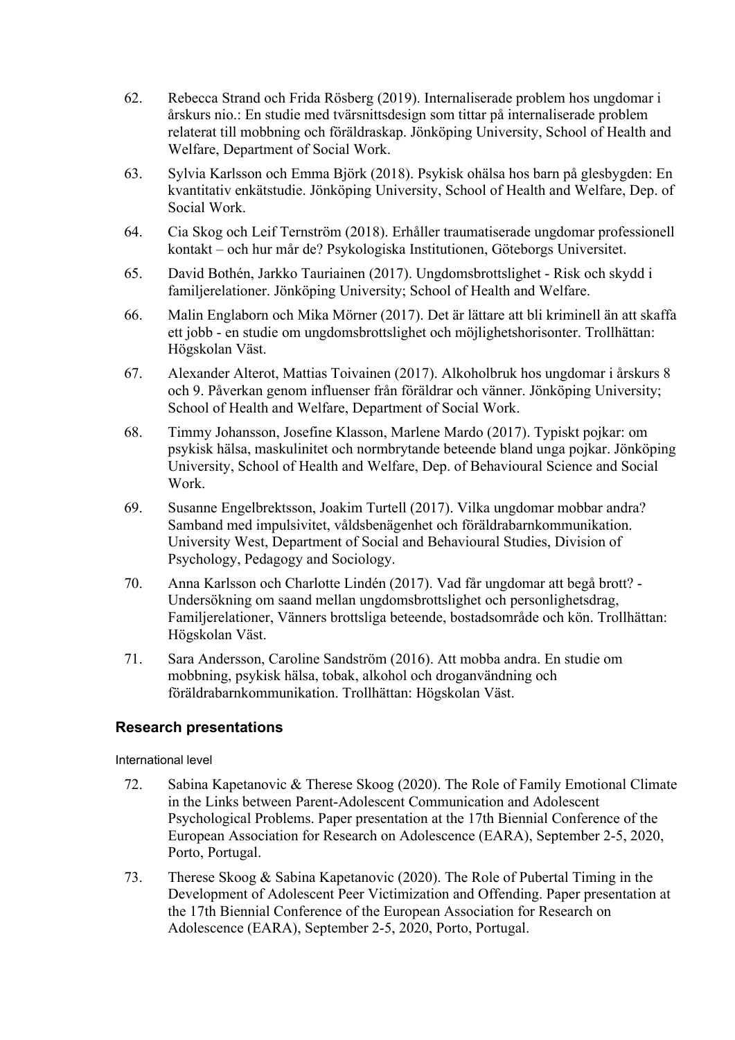62. Rebecca Strand och Frida Rösberg (2019). Internaliserade problem hos ungdomar i årskurs nio.: En studie med tvärsnittsdesign som tittar på internaliserade problem relaterat till mobbning och föräldraskap. Jönköping University, School of Health and Welfare, Department of Social Work.

63. Sylvia Karlsson och Emma Björk (2018). Psykisk ohälsa hos barn på glesbygden: En kvantitativ enkätstudie. Jönköping University, School of Health and Welfare, Dep. of Social Work.

64. Cia Skog och Leif Ternström (2018). Erhåller traumatiserade ungdomar professionell kontakt – och hur mår de? Psykologiska Institutionen, Göteborgs Universitet.

65. David Bothén, Jarkko Tauriainen (2017). Ungdomsbrottslighet - Risk och skydd i familjerelationer. Jönköping University; School of Health and Welfare.

66. Malin Englaborn och Mika Mörner (2017). Det är lättare att bli kriminell än att skaffa ett jobb - en studie om ungdomsbrottslighet och möjlighetshorisonter. Trollhättan: Högskolan Väst.

67. Alexander Alterot, Mattias Toivainen (2017). Alkoholbruk hos ungdomar i årskurs 8 och 9. Påverkan genom influenser från föräldrar och vänner. Jönköping University; School of Health and Welfare, Department of Social Work.

68. Timmy Johansson, Josefine Klasson, Marlene Mardo (2017). Typiskt pojkar: om psykisk hälsa, maskulinitet och normbrytande beteende bland unga pojkar. Jönköping University, School of Health and Welfare, Dep. of Behavioural Science and Social Work.

69. Susanne Engelbrektsson, Joakim Turtell (2017). Vilka ungdomar mobbar andra? Samband med impulsivitet, våldsbenägenhet och föräldrabarnkommunikation. University West, Department of Social and Behavioural Studies, Division of Psychology, Pedagogy and Sociology.

70. Anna Karlsson och Charlotte Lindén (2017). Vad får ungdomar att begå brott? - Undersökning om saand mellan ungdomsbrottslighet och personlighetsdrag, Familjerelationer, Vänners brottsliga beteende, bostadsområde och kön. Trollhättan: Högskolan Väst.

71. Sara Andersson, Caroline Sandström (2016). Att mobba andra. En studie om mobbning, psykisk hälsa, tobak, alkohol och droganvändning och föräldrabarnkommunikation. Trollhättan: Högskolan Väst.

## Research presentations

International level

72. Sabina Kapetanovic & Therese Skoog (2020). The Role of Family Emotional Climate in the Links between Parent-Adolescent Communication and Adolescent Psychological Problems. Paper presentation at the 17th Biennial Conference of the European Association for Research on Adolescence (EARA), September 2-5, 2020, Porto, Portugal.

73. Therese Skoog & Sabina Kapetanovic (2020). The Role of Pubertal Timing in the Development of Adolescent Peer Victimization and Offending. Paper presentation at the 17th Biennial Conference of the European Association for Research on Adolescence (EARA), September 2-5, 2020, Porto, Portugal.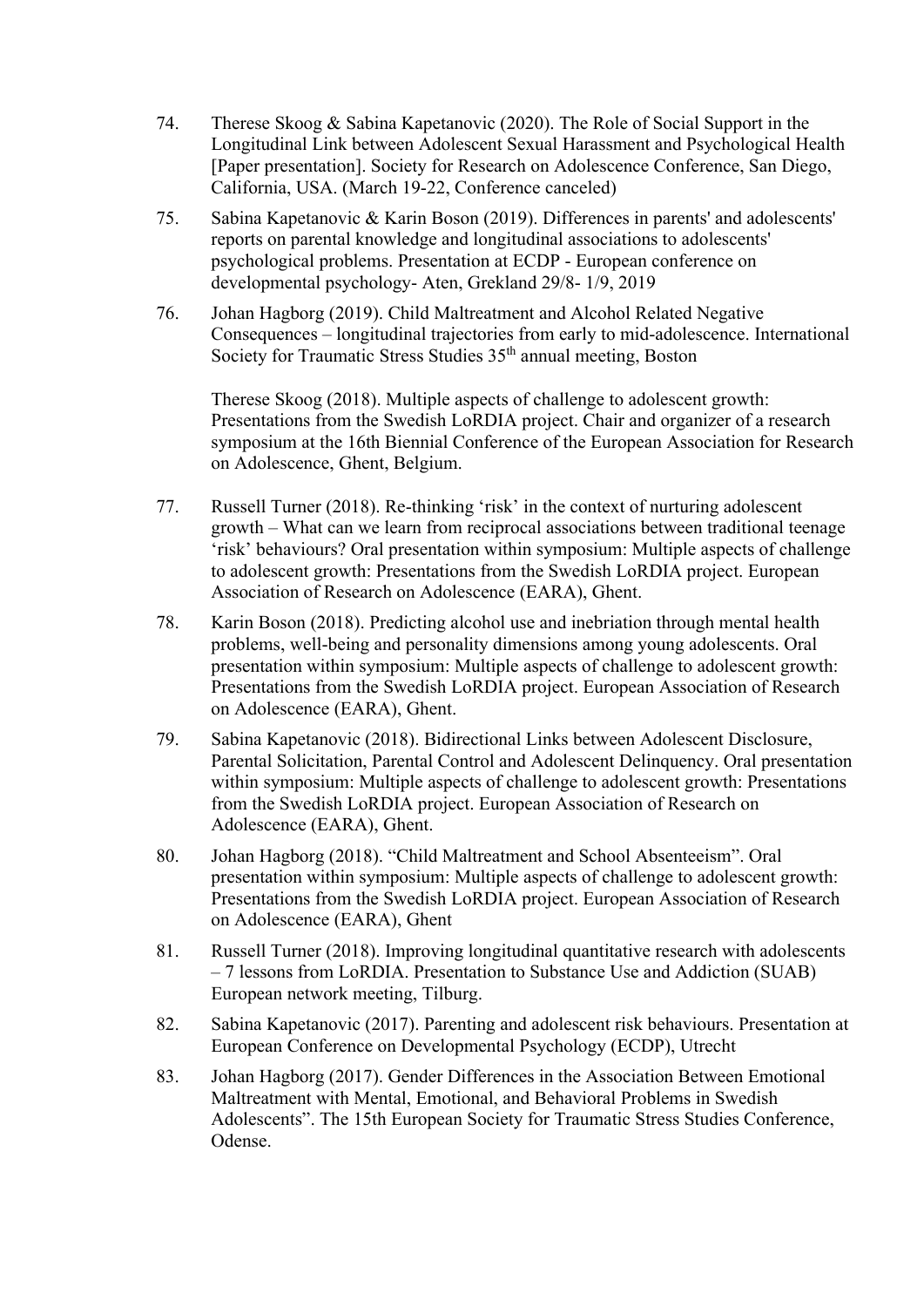74. Therese Skoog & Sabina Kapetanovic (2020). The Role of Social Support in the Longitudinal Link between Adolescent Sexual Harassment and Psychological Health [Paper presentation]. Society for Research on Adolescence Conference, San Diego, California, USA. (March 19-22, Conference canceled)

75. Sabina Kapetanovic & Karin Boson (2019). Differences in parents' and adolescents' reports on parental knowledge and longitudinal associations to adolescents' psychological problems. Presentation at ECDP - European conference on developmental psychology- Aten, Grekland 29/8- 1/9, 2019

76. Johan Hagborg (2019). Child Maltreatment and Alcohol Related Negative Consequences – longitudinal trajectories from early to mid-adolescence. International Society for Traumatic Stress Studies 35th annual meeting, Boston

    Therese Skoog (2018). Multiple aspects of challenge to adolescent growth: Presentations from the Swedish LoRDIA project. Chair and organizer of a research symposium at the 16th Biennial Conference of the European Association for Research on Adolescence, Ghent, Belgium.

77. Russell Turner (2018). Re-thinking 'risk' in the context of nurturing adolescent growth – What can we learn from reciprocal associations between traditional teenage 'risk' behaviours? Oral presentation within symposium: Multiple aspects of challenge to adolescent growth: Presentations from the Swedish LoRDIA project. European Association of Research on Adolescence (EARA), Ghent.

78. Karin Boson (2018). Predicting alcohol use and inebriation through mental health problems, well-being and personality dimensions among young adolescents. Oral presentation within symposium: Multiple aspects of challenge to adolescent growth: Presentations from the Swedish LoRDIA project. European Association of Research on Adolescence (EARA), Ghent.

79. Sabina Kapetanovic (2018). Bidirectional Links between Adolescent Disclosure, Parental Solicitation, Parental Control and Adolescent Delinquency. Oral presentation within symposium: Multiple aspects of challenge to adolescent growth: Presentations from the Swedish LoRDIA project. European Association of Research on Adolescence (EARA), Ghent.

80. Johan Hagborg (2018). "Child Maltreatment and School Absenteeism". Oral presentation within symposium: Multiple aspects of challenge to adolescent growth: Presentations from the Swedish LoRDIA project. European Association of Research on Adolescence (EARA), Ghent

81. Russell Turner (2018). Improving longitudinal quantitative research with adolescents – 7 lessons from LoRDIA. Presentation to Substance Use and Addiction (SUAB) European network meeting, Tilburg.

82. Sabina Kapetanovic (2017). Parenting and adolescent risk behaviours. Presentation at European Conference on Developmental Psychology (ECDP), Utrecht

83. Johan Hagborg (2017). Gender Differences in the Association Between Emotional Maltreatment with Mental, Emotional, and Behavioral Problems in Swedish Adolescents". The 15th European Society for Traumatic Stress Studies Conference, Odense.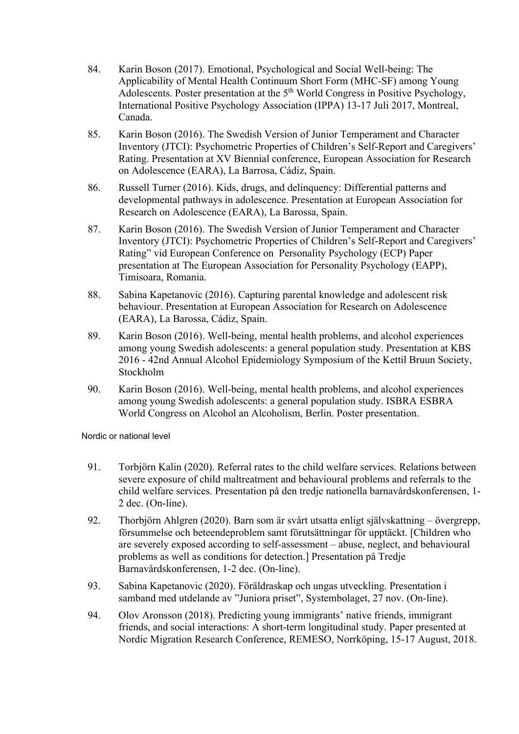84. Karin Boson (2017). Emotional, Psychological and Social Well-being: The Applicability of Mental Health Continuum Short Form (MHC-SF) among Young Adolescents. Poster presentation at the 5th World Congress in Positive Psychology, International Positive Psychology Association (IPPA) 13-17 Juli 2017, Montreal, Canada.

85. Karin Boson (2016). The Swedish Version of Junior Temperament and Character Inventory (JTCI): Psychometric Properties of Children's Self-Report and Caregivers' Rating. Presentation at XV Biennial conference, European Association for Research on Adolescence (EARA), La Barrosa, Cádiz, Spain.

86. Russell Turner (2016). Kids, drugs, and delinquency: Differential patterns and developmental pathways in adolescence. Presentation at European Association for Research on Adolescence (EARA), La Barossa, Spain.

87. Karin Boson (2016). The Swedish Version of Junior Temperament and Character Inventory (JTCI): Psychometric Properties of Children's Self-Report and Caregivers' Rating" vid European Conference on Personality Psychology (ECP) Paper presentation at The European Association for Personality Psychology (EAPP), Timisoara, Romania.

88. Sabina Kapetanovic (2016). Capturing parental knowledge and adolescent risk behaviour. Presentation at European Association for Research on Adolescence (EARA), La Barossa, Cádiz, Spain.

89. Karin Boson (2016). Well-being, mental health problems, and alcohol experiences among young Swedish adolescents: a general population study. Presentation at KBS 2016 - 42nd Annual Alcohol Epidemiology Symposium of the Kettil Bruun Society, Stockholm

90. Karin Boson (2016). Well-being, mental health problems, and alcohol experiences among young Swedish adolescents: a general population study. ISBRA ESBRA World Congress on Alcohol an Alcoholism, Berlin. Poster presentation.

Nordic or national level

91. Torbjörn Kalin (2020). Referral rates to the child welfare services. Relations between severe exposure of child maltreatment and behavioural problems and referrals to the child welfare services. Presentation på den tredje nationella barnavårdskonferensen, 1-2 dec. (On-line).

92. Thorbjörn Ahlgren (2020). Barn som är svårt utsatta enligt självskattning – övergrepp, försummelse och beteendeproblem samt förutsättningar för upptäckt. [Children who are severely exposed according to self-assessment – abuse, neglect, and behavioural problems as well as conditions for detection.] Presentation på Tredje Barnavårdskonferensen, 1-2 dec. (On-line).

93. Sabina Kapetanovic (2020). Föräldraskap och ungas utveckling. Presentation i samband med utdelande av "Juniora priset", Systembolaget, 27 nov. (On-line).

94. Olov Aronsson (2018). Predicting young immigrants' native friends, immigrant friends, and social interactions: A short-term longitudinal study. Paper presented at Nordic Migration Research Conference, REMESO, Norrköping, 15-17 August, 2018.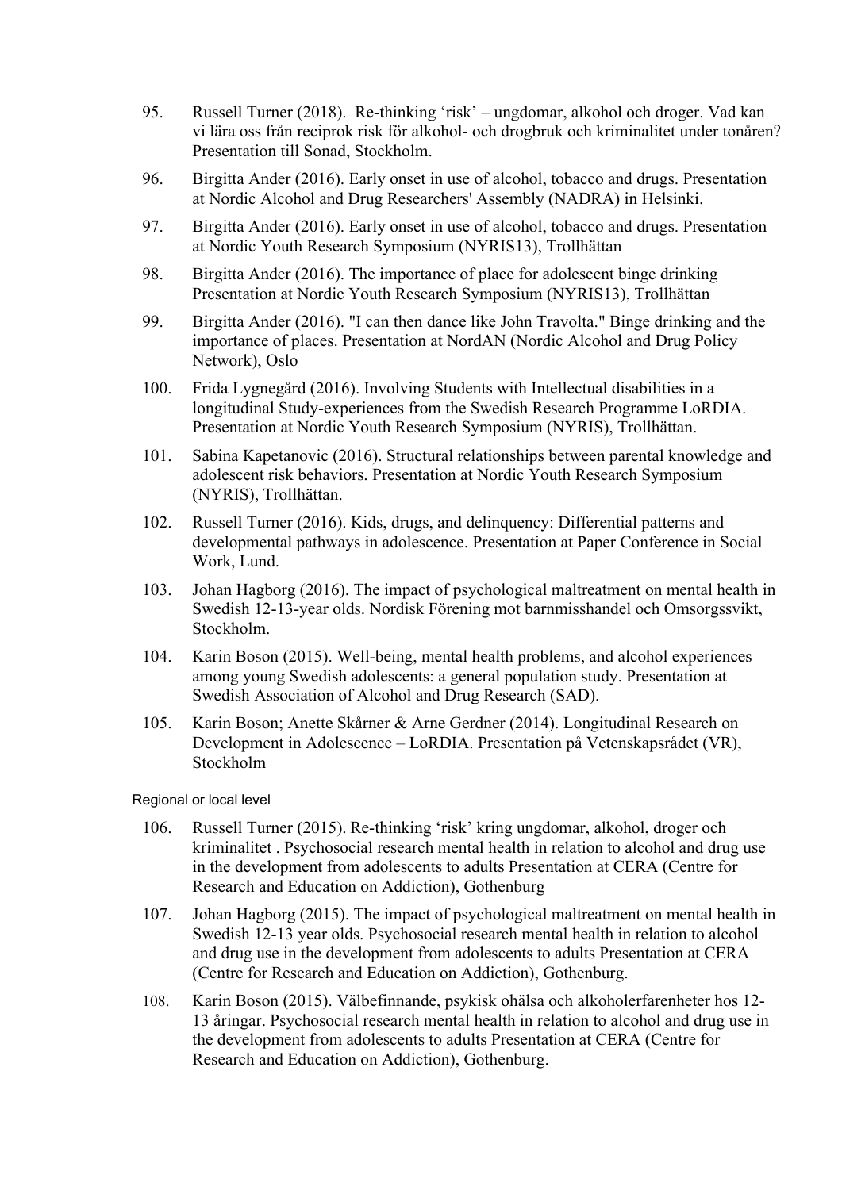95. Russell Turner (2018). Re-thinking ‘risk’ – ungdomar, alkohol och droger. Vad kan vi lära oss från reciprok risk för alkohol- och drogbruk och kriminalitet under tonåren? Presentation till Sonad, Stockholm.
96. Birgitta Ander (2016). Early onset in use of alcohol, tobacco and drugs. Presentation at Nordic Alcohol and Drug Researchers' Assembly (NADRA) in Helsinki.
97. Birgitta Ander (2016). Early onset in use of alcohol, tobacco and drugs. Presentation at Nordic Youth Research Symposium (NYRIS13), Trollhättan
98. Birgitta Ander (2016). The importance of place for adolescent binge drinking Presentation at Nordic Youth Research Symposium (NYRIS13), Trollhättan
99. Birgitta Ander (2016). "I can then dance like John Travolta." Binge drinking and the importance of places. Presentation at NordAN (Nordic Alcohol and Drug Policy Network), Oslo
100. Frida Lygnegård (2016). Involving Students with Intellectual disabilities in a longitudinal Study-experiences from the Swedish Research Programme LoRDIA. Presentation at Nordic Youth Research Symposium (NYRIS), Trollhättan.
101. Sabina Kapetanovic (2016). Structural relationships between parental knowledge and adolescent risk behaviors. Presentation at Nordic Youth Research Symposium (NYRIS), Trollhättan.
102. Russell Turner (2016). Kids, drugs, and delinquency: Differential patterns and developmental pathways in adolescence. Presentation at Paper Conference in Social Work, Lund.
103. Johan Hagborg (2016). The impact of psychological maltreatment on mental health in Swedish 12-13-year olds. Nordisk Förening mot barnmisshandel och Omsorgssvikt, Stockholm.
104. Karin Boson (2015). Well-being, mental health problems, and alcohol experiences among young Swedish adolescents: a general population study. Presentation at Swedish Association of Alcohol and Drug Research (SAD).
105. Karin Boson; Anette Skårner & Arne Gerdner (2014). Longitudinal Research on Development in Adolescence – LoRDIA. Presentation på Vetenskapsrådet (VR), Stockholm

Regional or local level

106. Russell Turner (2015). Re-thinking ‘risk’ kring ungdomar, alkohol, droger och kriminalitet . Psychosocial research mental health in relation to alcohol and drug use in the development from adolescents to adults Presentation at CERA (Centre for Research and Education on Addiction), Gothenburg
107. Johan Hagborg (2015). The impact of psychological maltreatment on mental health in Swedish 12-13 year olds. Psychosocial research mental health in relation to alcohol and drug use in the development from adolescents to adults Presentation at CERA (Centre for Research and Education on Addiction), Gothenburg.
108. Karin Boson (2015). Välbefinnande, psykisk ohälsa och alkoholerfarenheter hos 12-13 åringar. Psychosocial research mental health in relation to alcohol and drug use in the development from adolescents to adults Presentation at CERA (Centre for Research and Education on Addiction), Gothenburg.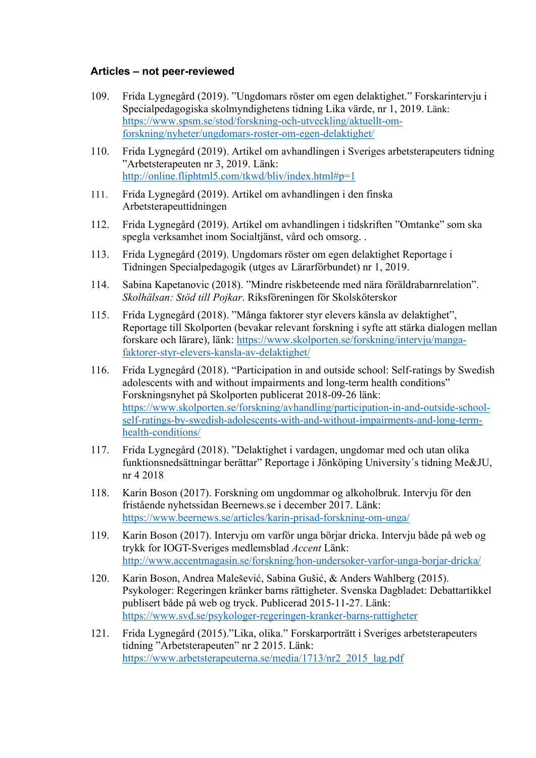### Articles – not peer-reviewed

109. Frida Lygnegård (2019). ”Ungdomars röster om egen delaktighet.” Forskarintervju i Specialpedagogiska skolmyndighetens tidning Lika värde, nr 1, 2019. Länk: https://www.spsm.se/stod/forskning-och-utveckling/aktuellt-om-forskning/nyheter/ungdomars-roster-om-egen-delaktighet/

110. Frida Lygnegård (2019). Artikel om avhandlingen i Sveriges arbetsterapeuters tidning ”Arbetsterapeuten nr 3, 2019. Länk: http://online.fliphtml5.com/tkwd/bliv/index.html#p=1

111. Frida Lygnegård (2019). Artikel om avhandlingen i den finska Arbetsterapeuttidningen

112. Frida Lygnegård (2019). Artikel om avhandlingen i tidskriften ”Omtanke” som ska spegla verksamhet inom Socialtjänst, vård och omsorg. .

113. Frida Lygnegård (2019). Ungdomars röster om egen delaktighet Reportage i Tidningen Specialpedagogik (utges av Lärarförbundet) nr 1, 2019.

114. Sabina Kapetanovic (2018). ”Mindre riskbeteende med nära föräldrabarnrelation”. *Skolhälsan: Stöd till Pojkar*. Riksföreningen för Skolsköterskor

115. Frida Lygnegård (2018). ”Många faktorer styr elevers känsla av delaktighet”, Reportage till Skolporten (bevakar relevant forskning i syfte att stärka dialogen mellan forskare och lärare), länk: https://www.skolporten.se/forskning/intervju/manga-faktorer-styr-elevers-kansla-av-delaktighet/

116. Frida Lygnegård (2018). “Participation in and outside school: Self-ratings by Swedish adolescents with and without impairments and long-term health conditions” Forskningsnyhet på Skolporten publicerat 2018-09-26 länk: https://www.skolporten.se/forskning/avhandling/participation-in-and-outside-school-self-ratings-by-swedish-adolescents-with-and-without-impairments-and-long-term-health-conditions/

117. Frida Lygnegård (2018). ”Delaktighet i vardagen, ungdomar med och utan olika funktionsnedsättningar berättar” Reportage i Jönköping University´s tidning Me&JU, nr 4 2018

118. Karin Boson (2017). Forskning om ungdommar og alkoholbruk. Intervju för den fristående nyhetssidan Beernews.se i december 2017. Länk: https://www.beernews.se/articles/karin-prisad-forskning-om-unga/

119. Karin Boson (2017). Intervju om varför unga börjar dricka. Intervju både på web og trykk for IOGT-Sveriges medlemsblad *Accent* Länk: http://www.accentmagasin.se/forskning/hon-undersoker-varfor-unga-borjar-dricka/

120. Karin Boson, Andrea Malešević, Sabina Gušić, & Anders Wahlberg (2015). Psykologer: Regeringen kränker barns rättigheter. Svenska Dagbladet: Debattartikkel publisert både på web og tryck. Publicerad 2015-11-27. Länk: https://www.svd.se/psykologer-regeringen-kranker-barns-rattigheter

121. Frida Lygnegård (2015).”Lika, olika.” Forskarporträtt i Sveriges arbetsterapeuters tidning ”Arbetsterapeuten” nr 2 2015. Länk: https://www.arbetsterapeuterna.se/media/1713/nr2_2015_lag.pdf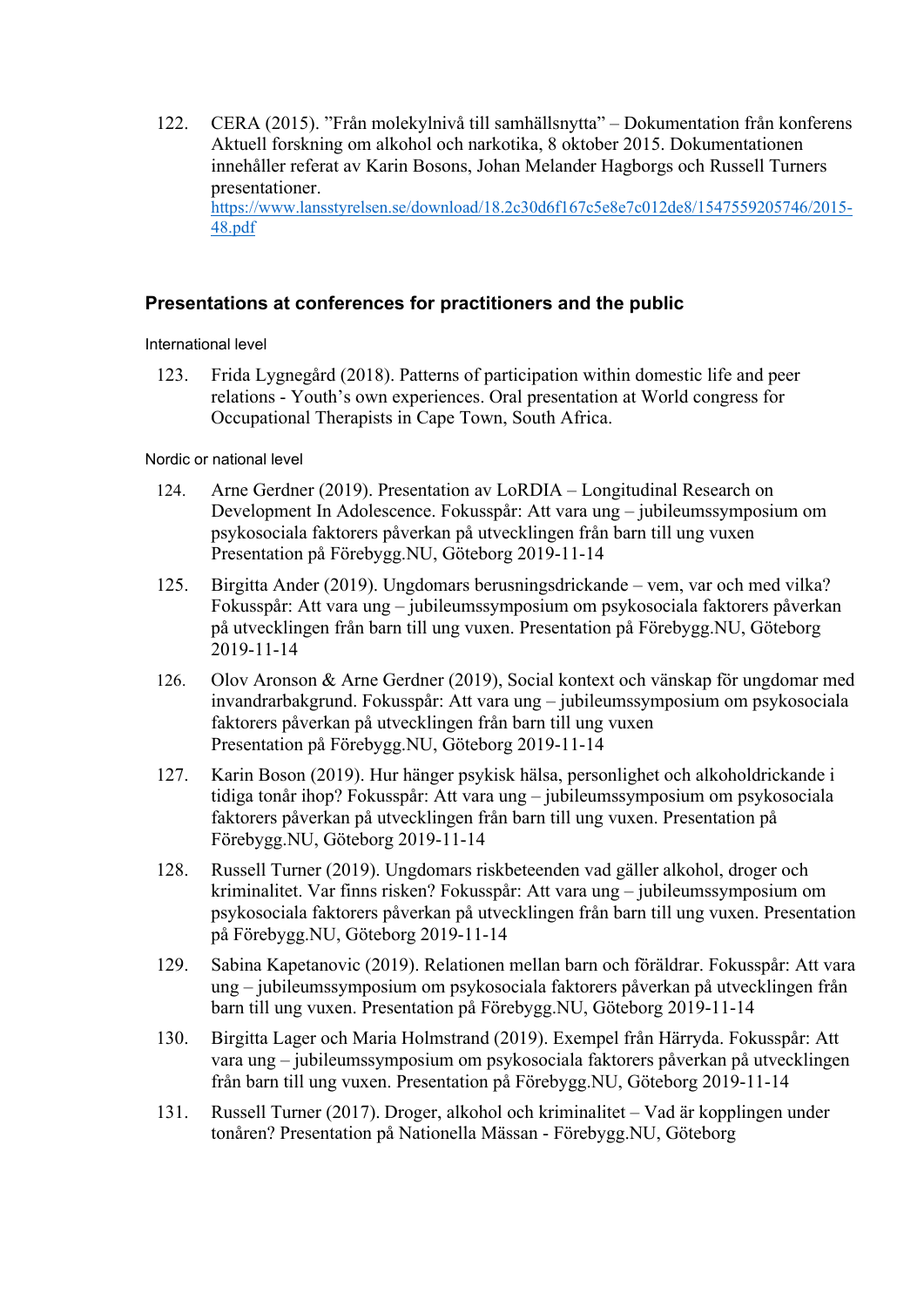122. CERA (2015). ”Från molekylnivå till samhällsnytta” – Dokumentation från konferens Aktuell forskning om alkohol och narkotika, 8 oktober 2015. Dokumentationen innehåller referat av Karin Bosons, Johan Melander Hagborgs och Russell Turners presentationer. [https://www.lansstyrelsen.se/download/18.2c30d6f167c5e8e7c012de8/1547559205746/2015-48.pdf](https://www.lansstyrelsen.se/download/18.2c30d6f167c5e8e7c012de8/1547559205746/2015-48.pdf)

## Presentations at conferences for practitioners and the public

International level

123. Frida Lygnegård (2018). Patterns of participation within domestic life and peer relations - Youth's own experiences. Oral presentation at World congress for Occupational Therapists in Cape Town, South Africa.

Nordic or national level

124. Arne Gerdner (2019). Presentation av LoRDIA – Longitudinal Research on Development In Adolescence. Fokusspår: Att vara ung – jubileumssymposium om psykosociala faktorers påverkan på utvecklingen från barn till ung vuxen Presentation på Förebygg.NU, Göteborg 2019-11-14

125. Birgitta Ander (2019). Ungdomars berusningsdrickande – vem, var och med vilka? Fokusspår: Att vara ung – jubileumssymposium om psykosociala faktorers påverkan på utvecklingen från barn till ung vuxen. Presentation på Förebygg.NU, Göteborg 2019-11-14

126. Olov Aronson & Arne Gerdner (2019), Social kontext och vänskap för ungdomar med invandrarbakgrund. Fokusspår: Att vara ung – jubileumssymposium om psykosociala faktorers påverkan på utvecklingen från barn till ung vuxen Presentation på Förebygg.NU, Göteborg 2019-11-14

127. Karin Boson (2019). Hur hänger psykisk hälsa, personlighet och alkoholdrickande i tidiga tonår ihop? Fokusspår: Att vara ung – jubileumssymposium om psykosociala faktorers påverkan på utvecklingen från barn till ung vuxen. Presentation på Förebygg.NU, Göteborg 2019-11-14

128. Russell Turner (2019). Ungdomars riskbeteenden vad gäller alkohol, droger och kriminalitet. Var finns risken? Fokusspår: Att vara ung – jubileumssymposium om psykosociala faktorers påverkan på utvecklingen från barn till ung vuxen. Presentation på Förebygg.NU, Göteborg 2019-11-14

129. Sabina Kapetanovic (2019). Relationen mellan barn och föräldrar. Fokusspår: Att vara ung – jubileumssymposium om psykosociala faktorers påverkan på utvecklingen från barn till ung vuxen. Presentation på Förebygg.NU, Göteborg 2019-11-14

130. Birgitta Lager och Maria Holmstrand (2019). Exempel från Härryda. Fokusspår: Att vara ung – jubileumssymposium om psykosociala faktorers påverkan på utvecklingen från barn till ung vuxen. Presentation på Förebygg.NU, Göteborg 2019-11-14

131. Russell Turner (2017). Droger, alkohol och kriminalitet – Vad är kopplingen under tonåren? Presentation på Nationella Mässan - Förebygg.NU, Göteborg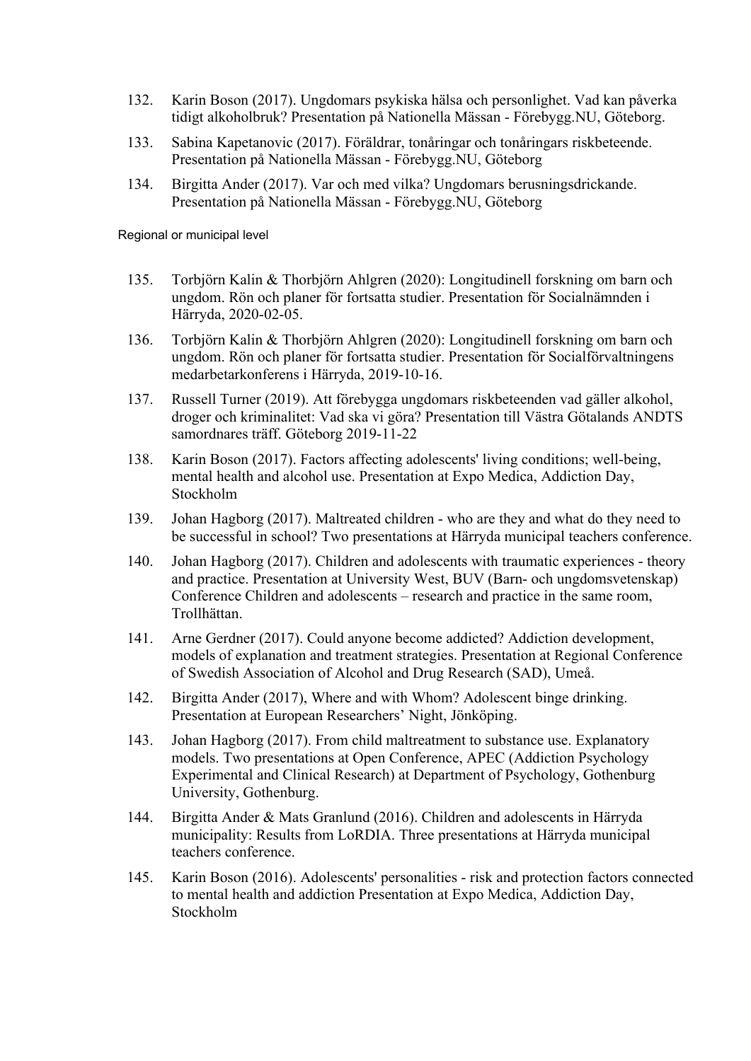132. Karin Boson (2017). Ungdomars psykiska hälsa och personlighet. Vad kan påverka tidigt alkoholbruk? Presentation på Nationella Mässan - Förebygg.NU, Göteborg.

133. Sabina Kapetanovic (2017). Föräldrar, tonåringar och tonåringars riskbeteende. Presentation på Nationella Mässan - Förebygg.NU, Göteborg

134. Birgitta Ander (2017). Var och med vilka? Ungdomars berusningsdrickande. Presentation på Nationella Mässan - Förebygg.NU, Göteborg

Regional or municipal level

135. Torbjörn Kalin & Thorbjörn Ahlgren (2020): Longitudinell forskning om barn och ungdom. Rön och planer för fortsatta studier. Presentation för Socialnämnden i Härryda, 2020-02-05.

136. Torbjörn Kalin & Thorbjörn Ahlgren (2020): Longitudinell forskning om barn och ungdom. Rön och planer för fortsatta studier. Presentation för Socialförvaltningens medarbetarkonferens i Härryda, 2019-10-16.

137. Russell Turner (2019). Att förebygga ungdomars riskbeteenden vad gäller alkohol, droger och kriminalitet: Vad ska vi göra? Presentation till Västra Götalands ANDTS samordnares träff. Göteborg 2019-11-22

138. Karin Boson (2017). Factors affecting adolescents' living conditions; well-being, mental health and alcohol use. Presentation at Expo Medica, Addiction Day, Stockholm

139. Johan Hagborg (2017). Maltreated children - who are they and what do they need to be successful in school? Two presentations at Härryda municipal teachers conference.

140. Johan Hagborg (2017). Children and adolescents with traumatic experiences - theory and practice. Presentation at University West, BUV (Barn- och ungdomsvetenskap) Conference Children and adolescents – research and practice in the same room, Trollhättan.

141. Arne Gerdner (2017). Could anyone become addicted? Addiction development, models of explanation and treatment strategies. Presentation at Regional Conference of Swedish Association of Alcohol and Drug Research (SAD), Umeå.

142. Birgitta Ander (2017), Where and with Whom? Adolescent binge drinking. Presentation at European Researchers' Night, Jönköping.

143. Johan Hagborg (2017). From child maltreatment to substance use. Explanatory models. Two presentations at Open Conference, APEC (Addiction Psychology Experimental and Clinical Research) at Department of Psychology, Gothenburg University, Gothenburg.

144. Birgitta Ander & Mats Granlund (2016). Children and adolescents in Härryda municipality: Results from LoRDIA. Three presentations at Härryda municipal teachers conference.

145. Karin Boson (2016). Adolescents' personalities - risk and protection factors connected to mental health and addiction Presentation at Expo Medica, Addiction Day, Stockholm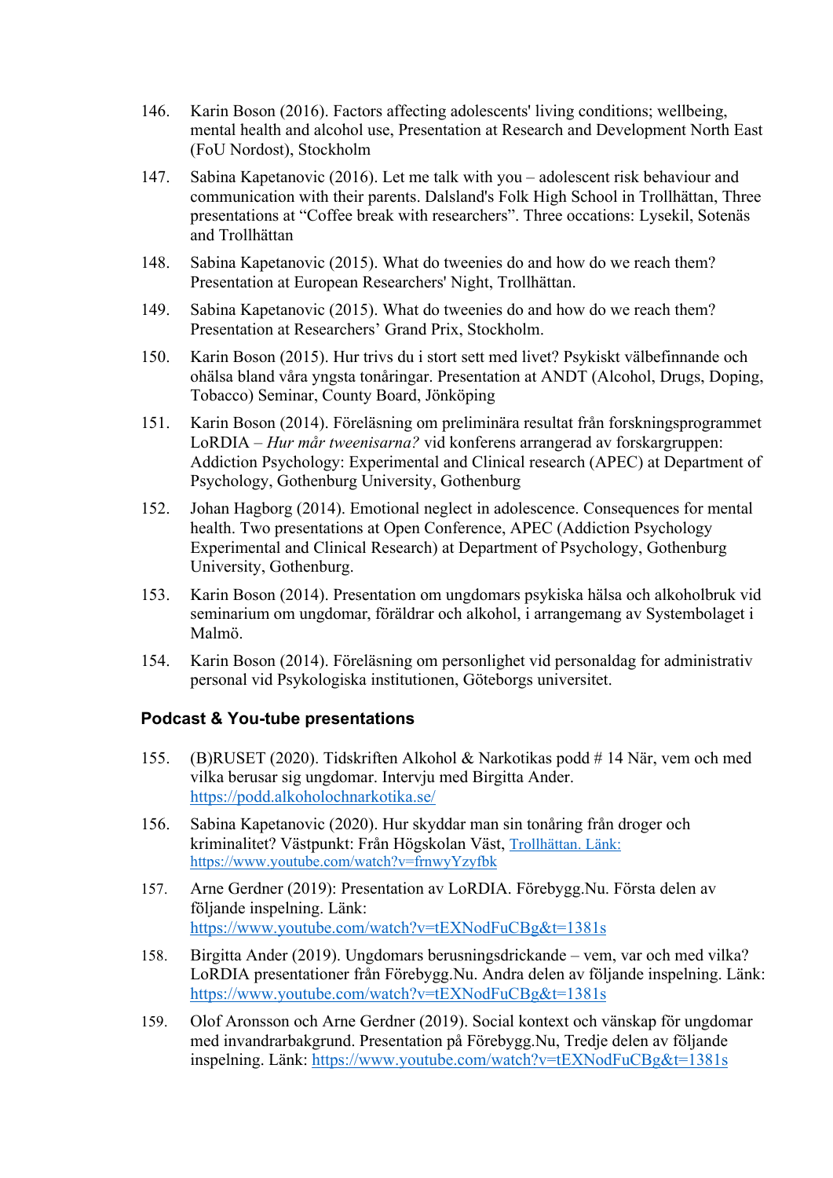146. Karin Boson (2016). Factors affecting adolescents' living conditions; wellbeing, mental health and alcohol use, Presentation at Research and Development North East (FoU Nordost), Stockholm

147. Sabina Kapetanovic (2016). Let me talk with you – adolescent risk behaviour and communication with their parents. Dalsland's Folk High School in Trollhättan, Three presentations at "Coffee break with researchers". Three occations: Lysekil, Sotenäs and Trollhättan

148. Sabina Kapetanovic (2015). What do tweenies do and how do we reach them? Presentation at European Researchers' Night, Trollhättan.

149. Sabina Kapetanovic (2015). What do tweenies do and how do we reach them? Presentation at Researchers' Grand Prix, Stockholm.

150. Karin Boson (2015). Hur trivs du i stort sett med livet? Psykiskt välbefinnande och ohälsa bland våra yngsta tonåringar. Presentation at ANDT (Alcohol, Drugs, Doping, Tobacco) Seminar, County Board, Jönköping

151. Karin Boson (2014). Föreläsning om preliminära resultat från forskningsprogrammet LoRDIA – *Hur mår tweenisarna?* vid konferens arrangerad av forskargruppen: Addiction Psychology: Experimental and Clinical research (APEC) at Department of Psychology, Gothenburg University, Gothenburg

152. Johan Hagborg (2014). Emotional neglect in adolescence. Consequences for mental health. Two presentations at Open Conference, APEC (Addiction Psychology Experimental and Clinical Research) at Department of Psychology, Gothenburg University, Gothenburg.

153. Karin Boson (2014). Presentation om ungdomars psykiska hälsa och alkoholbruk vid seminarium om ungdomar, föräldrar och alkohol, i arrangemang av Systembolaget i Malmö.

154. Karin Boson (2014). Föreläsning om personlighet vid personaldag for administrativ personal vid Psykologiska institutionen, Göteborgs universitet.

### Podcast & You-tube presentations

155. (B)RUSET (2020). Tidskriften Alkohol & Narkotikas podd # 14 När, vem och med vilka berusar sig ungdomar. Intervju med Birgitta Ander. https://podd.alkoholochnarkotika.se/

156. Sabina Kapetanovic (2020). Hur skyddar man sin tonåring från droger och kriminalitet? Västpunkt: Från Högskolan Väst, Trollhättan. Länk: https://www.youtube.com/watch?v=frnwyYzyfbk

157. Arne Gerdner (2019): Presentation av LoRDIA. Förebygg.Nu. Första delen av följande inspelning. Länk: https://www.youtube.com/watch?v=tEXNodFuCBg&t=1381s

158. Birgitta Ander (2019). Ungdomars berusningsdrickande – vem, var och med vilka? LoRDIA presentationer från Förebygg.Nu. Andra delen av följande inspelning. Länk: https://www.youtube.com/watch?v=tEXNodFuCBg&t=1381s

159. Olof Aronsson och Arne Gerdner (2019). Social kontext och vänskap för ungdomar med invandrarbakgrund. Presentation på Förebygg.Nu, Tredje delen av följande inspelning. Länk: https://www.youtube.com/watch?v=tEXNodFuCBg&t=1381s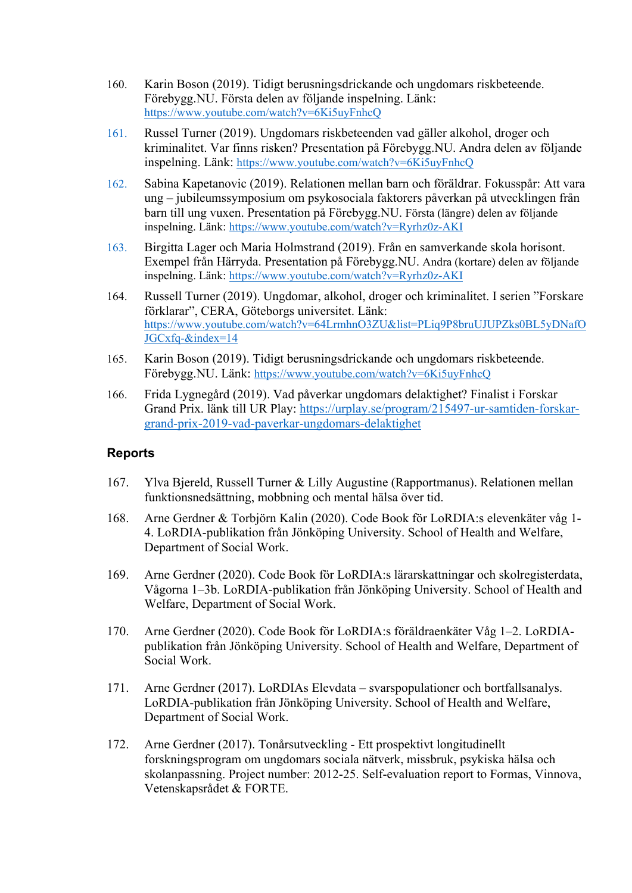160. Karin Boson (2019). Tidigt berusningsdrickande och ungdomars riskbeteende. Förebygg.NU. Första delen av följande inspelning. Länk: https://www.youtube.com/watch?v=6Ki5uyFnhcQ

161. Russel Turner (2019). Ungdomars riskbeteenden vad gäller alkohol, droger och kriminalitet. Var finns risken? Presentation på Förebygg.NU. Andra delen av följande inspelning. Länk: https://www.youtube.com/watch?v=6Ki5uyFnhcQ

162. Sabina Kapetanovic (2019). Relationen mellan barn och föräldrar. Fokusspår: Att vara ung – jubileumssymposium om psykosociala faktorers påverkan på utvecklingen från barn till ung vuxen. Presentation på Förebygg.NU. Första (längre) delen av följande inspelning. Länk: https://www.youtube.com/watch?v=Ryrhz0z-AKI

163. Birgitta Lager och Maria Holmstrand (2019). Från en samverkande skola horisont. Exempel från Härryda. Presentation på Förebygg.NU. Andra (kortare) delen av följande inspelning. Länk: https://www.youtube.com/watch?v=Ryrhz0z-AKI

164. Russell Turner (2019). Ungdomar, alkohol, droger och kriminalitet. I serien "Forskare förklarar", CERA, Göteborgs universitet. Länk: https://www.youtube.com/watch?v=64LrmhnO3ZU&list=PLiq9P8bruUJUPZks0BL5yDNafOJGCxfq-&index=14

165. Karin Boson (2019). Tidigt berusningsdrickande och ungdomars riskbeteende. Förebygg.NU. Länk: https://www.youtube.com/watch?v=6Ki5uyFnhcQ

166. Frida Lygnegård (2019). Vad påverkar ungdomars delaktighet? Finalist i Forskar Grand Prix. länk till UR Play: https://urplay.se/program/215497-ur-samtiden-forskar-grand-prix-2019-vad-paverkar-ungdomars-delaktighet

### Reports

167. Ylva Bjereld, Russell Turner & Lilly Augustine (Rapportmanus). Relationen mellan funktionsnedsättning, mobbning och mental hälsa över tid.

168. Arne Gerdner & Torbjörn Kalin (2020). Code Book för LoRDIA:s elevenkäter våg 1-4. LoRDIA-publikation från Jönköping University. School of Health and Welfare, Department of Social Work.

169. Arne Gerdner (2020). Code Book för LoRDIA:s lärarskattningar och skolregisterdata, Vågorna 1–3b. LoRDIA-publikation från Jönköping University. School of Health and Welfare, Department of Social Work.

170. Arne Gerdner (2020). Code Book för LoRDIA:s föräldraenkäter Våg 1–2. LoRDIA-publikation från Jönköping University. School of Health and Welfare, Department of Social Work.

171. Arne Gerdner (2017). LoRDIAs Elevdata – svarspopulationer och bortfallsanalys. LoRDIA-publikation från Jönköping University. School of Health and Welfare, Department of Social Work.

172. Arne Gerdner (2017). Tonårsutveckling - Ett prospektivt longitudinellt forskningsprogram om ungdomars sociala nätverk, missbruk, psykiska hälsa och skolanpassning. Project number: 2012-25. Self-evaluation report to Formas, Vinnova, Vetenskapsrådet & FORTE.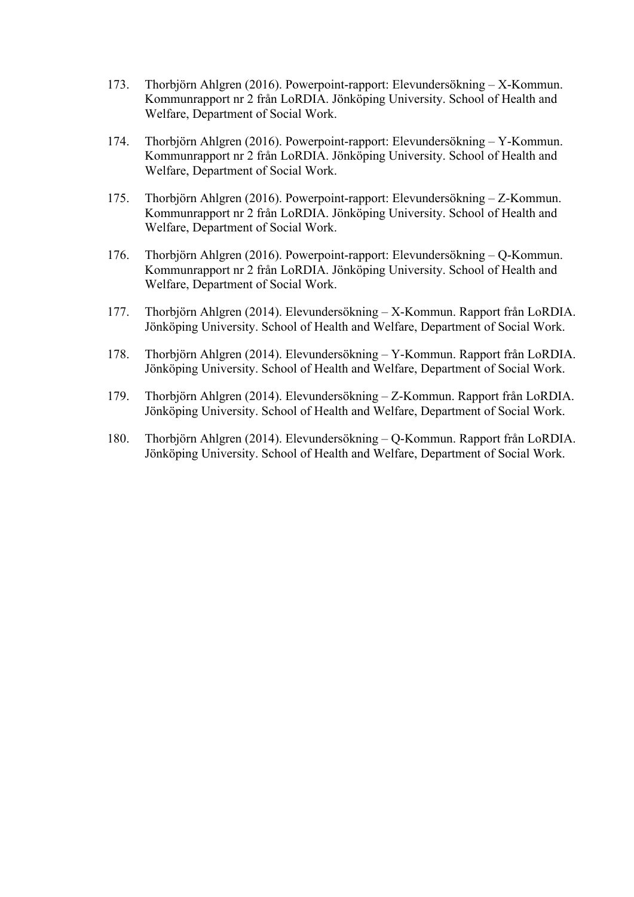173. Thorbjörn Ahlgren (2016). Powerpoint-rapport: Elevundersökning – X-Kommun. Kommunrapport nr 2 från LoRDIA. Jönköping University. School of Health and Welfare, Department of Social Work.

174. Thorbjörn Ahlgren (2016). Powerpoint-rapport: Elevundersökning – Y-Kommun. Kommunrapport nr 2 från LoRDIA. Jönköping University. School of Health and Welfare, Department of Social Work.

175. Thorbjörn Ahlgren (2016). Powerpoint-rapport: Elevundersökning – Z-Kommun. Kommunrapport nr 2 från LoRDIA. Jönköping University. School of Health and Welfare, Department of Social Work.

176. Thorbjörn Ahlgren (2016). Powerpoint-rapport: Elevundersökning – Q-Kommun. Kommunrapport nr 2 från LoRDIA. Jönköping University. School of Health and Welfare, Department of Social Work.

177. Thorbjörn Ahlgren (2014). Elevundersökning – X-Kommun. Rapport från LoRDIA. Jönköping University. School of Health and Welfare, Department of Social Work.

178. Thorbjörn Ahlgren (2014). Elevundersökning – Y-Kommun. Rapport från LoRDIA. Jönköping University. School of Health and Welfare, Department of Social Work.

179. Thorbjörn Ahlgren (2014). Elevundersökning – Z-Kommun. Rapport från LoRDIA. Jönköping University. School of Health and Welfare, Department of Social Work.

180. Thorbjörn Ahlgren (2014). Elevundersökning – Q-Kommun. Rapport från LoRDIA. Jönköping University. School of Health and Welfare, Department of Social Work.